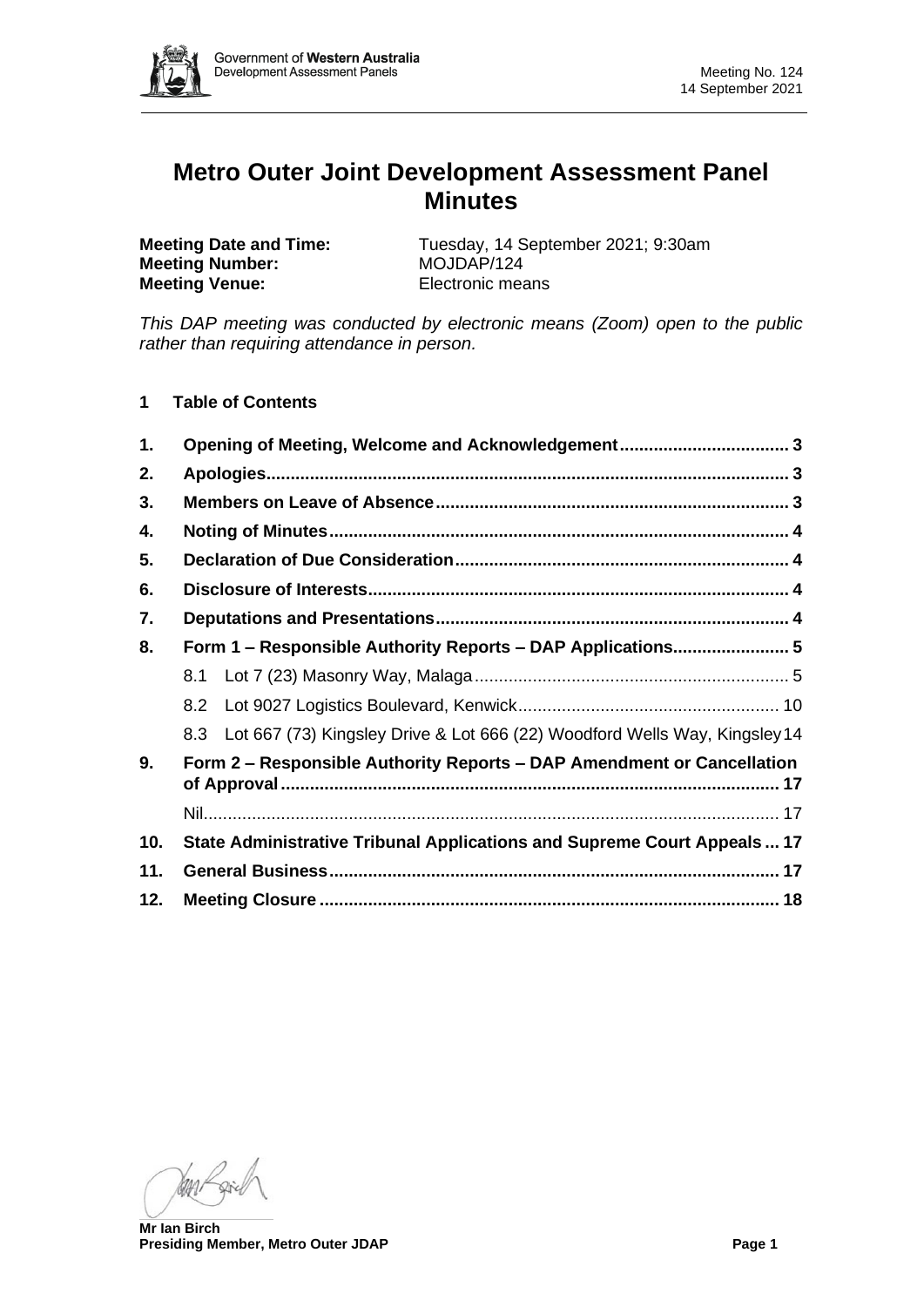# Metro Outer Joint Development Assessment Panel Minutes

**Meeting Date and Time:** Tuesday, 14 September 2021; 9:30am
**Meeting Number:** MOJDAP/124
**Meeting Venue:** Electronic means

*This DAP meeting was conducted by electronic means (Zoom) open to the public rather than requiring attendance in person.*

## 1 Table of Contents

**1. Opening of Meeting, Welcome and Acknowledgement** .......... 3
**2. Apologies** .......... 3
**3. Members on Leave of Absence** .......... 3
**4. Noting of Minutes** .......... 4
**5. Declaration of Due Consideration** .......... 4
**6. Disclosure of Interests** .......... 4
**7. Deputations and Presentations** .......... 4
**8. Form 1 – Responsible Authority Reports – DAP Applications** .......... 5
- 8.1 Lot 7 (23) Masonry Way, Malaga .......... 5
- 8.2 Lot 9027 Logistics Boulevard, Kenwick .......... 10
- 8.3 Lot 667 (73) Kingsley Drive & Lot 666 (22) Woodford Wells Way, Kingsley .......... 14

**9. Form 2 – Responsible Authority Reports – DAP Amendment or Cancellation of Approval** .......... 17
- Nil .......... 17

**10. State Administrative Tribunal Applications and Supreme Court Appeals** .......... 17
**11. General Business** .......... 17
**12. Meeting Closure** .......... 18

**Mr Ian Birch**
**Presiding Member, Metro Outer JDAP**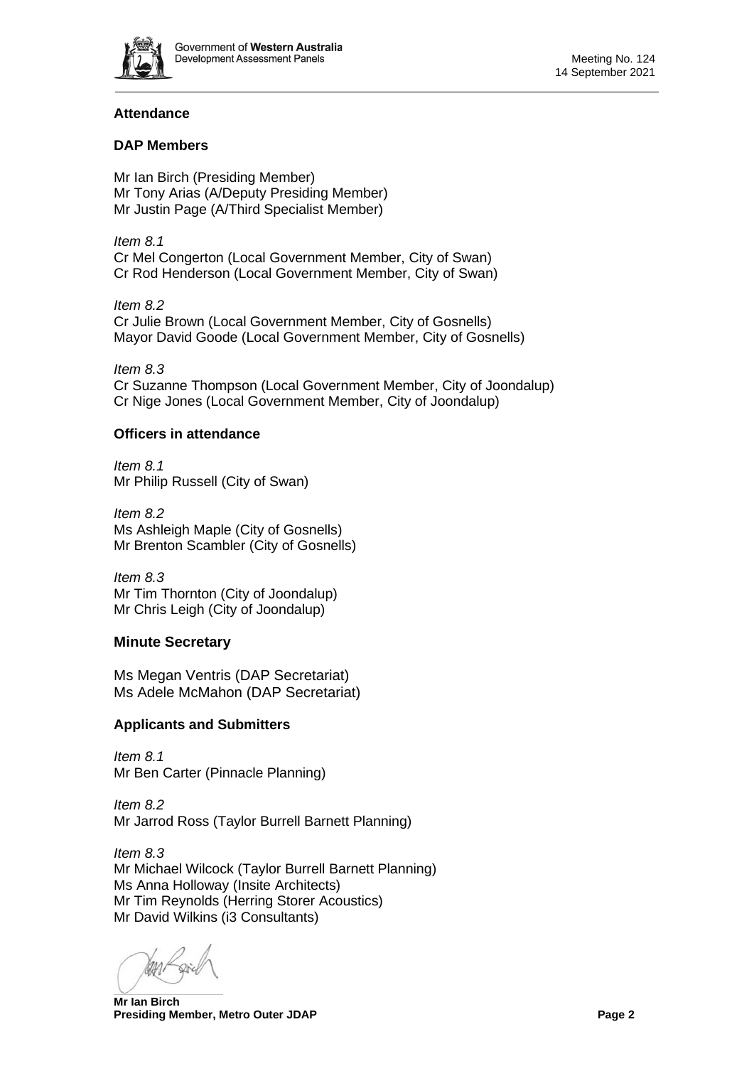## Attendance

### DAP Members

Mr Ian Birch (Presiding Member)
Mr Tony Arias (A/Deputy Presiding Member)
Mr Justin Page (A/Third Specialist Member)

*Item 8.1*
Cr Mel Congerton (Local Government Member, City of Swan)
Cr Rod Henderson (Local Government Member, City of Swan)

*Item 8.2*
Cr Julie Brown (Local Government Member, City of Gosnells)
Mayor David Goode (Local Government Member, City of Gosnells)

*Item 8.3*
Cr Suzanne Thompson (Local Government Member, City of Joondalup)
Cr Nige Jones (Local Government Member, City of Joondalup)

### Officers in attendance

*Item 8.1*
Mr Philip Russell (City of Swan)

*Item 8.2*
Ms Ashleigh Maple (City of Gosnells)
Mr Brenton Scambler (City of Gosnells)

*Item 8.3*
Mr Tim Thornton (City of Joondalup)
Mr Chris Leigh (City of Joondalup)

### Minute Secretary

Ms Megan Ventris (DAP Secretariat)
Ms Adele McMahon (DAP Secretariat)

### Applicants and Submitters

*Item 8.1*
Mr Ben Carter (Pinnacle Planning)

*Item 8.2*
Mr Jarrod Ross (Taylor Burrell Barnett Planning)

*Item 8.3*
Mr Michael Wilcock (Taylor Burrell Barnett Planning)
Ms Anna Holloway (Insite Architects)
Mr Tim Reynolds (Herring Storer Acoustics)
Mr David Wilkins (i3 Consultants)

**Mr Ian Birch**
**Presiding Member, Metro Outer JDAP**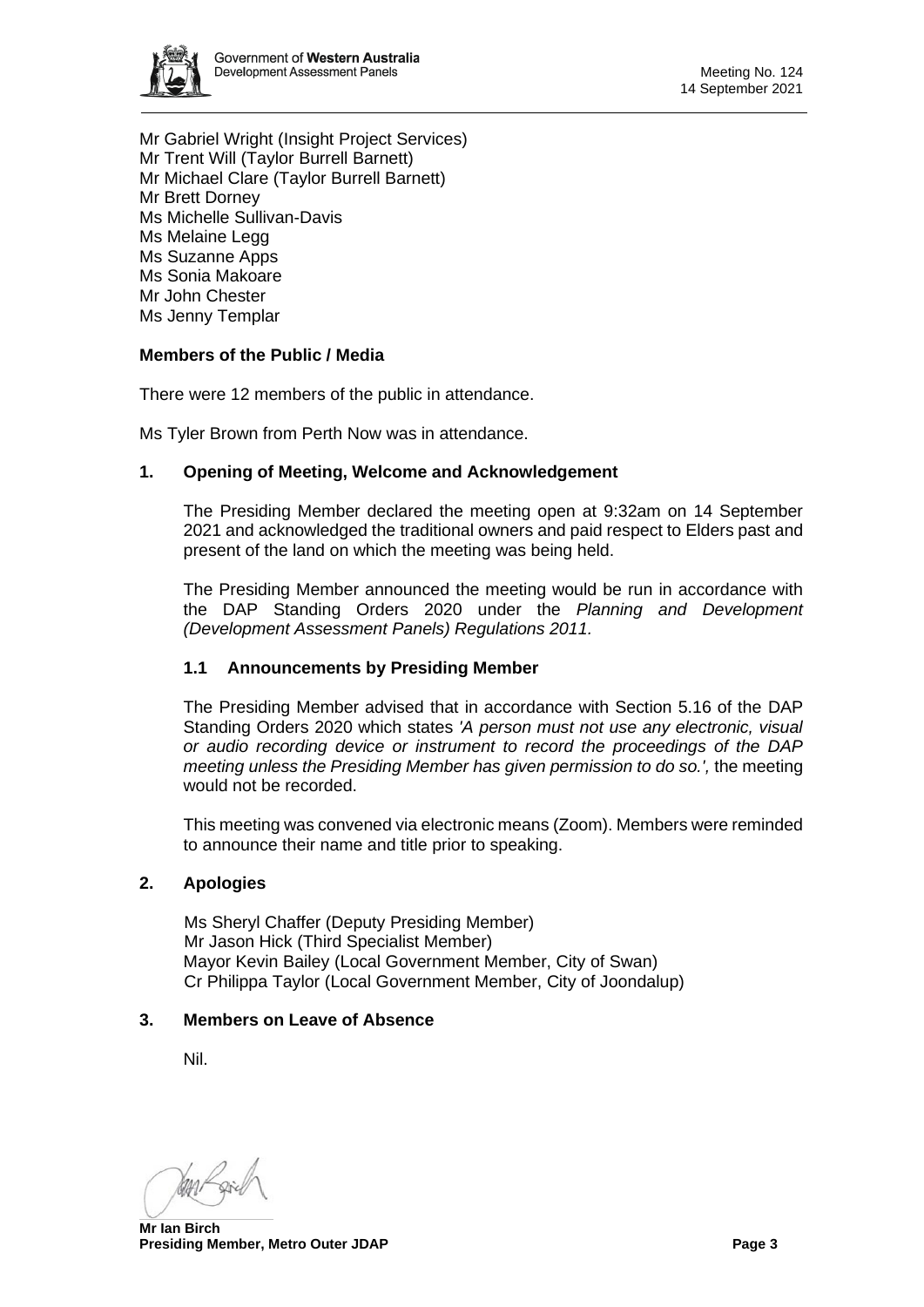Mr Gabriel Wright (Insight Project Services)
Mr Trent Will (Taylor Burrell Barnett)
Mr Michael Clare (Taylor Burrell Barnett)
Mr Brett Dorney
Ms Michelle Sullivan-Davis
Ms Melaine Legg
Ms Suzanne Apps
Ms Sonia Makoare
Mr John Chester
Ms Jenny Templar

**Members of the Public / Media**

There were 12 members of the public in attendance.

Ms Tyler Brown from Perth Now was in attendance.

## 1. Opening of Meeting, Welcome and Acknowledgement

The Presiding Member declared the meeting open at 9:32am on 14 September 2021 and acknowledged the traditional owners and paid respect to Elders past and present of the land on which the meeting was being held.

The Presiding Member announced the meeting would be run in accordance with the DAP Standing Orders 2020 under the *Planning and Development (Development Assessment Panels) Regulations 2011.*

### 1.1 Announcements by Presiding Member

The Presiding Member advised that in accordance with Section 5.16 of the DAP Standing Orders 2020 which states *'A person must not use any electronic, visual or audio recording device or instrument to record the proceedings of the DAP meeting unless the Presiding Member has given permission to do so.',* the meeting would not be recorded.

This meeting was convened via electronic means (Zoom). Members were reminded to announce their name and title prior to speaking.

## 2. Apologies

Ms Sheryl Chaffer (Deputy Presiding Member)
Mr Jason Hick (Third Specialist Member)
Mayor Kevin Bailey (Local Government Member, City of Swan)
Cr Philippa Taylor (Local Government Member, City of Joondalup)

## 3. Members on Leave of Absence

Nil.

**Mr Ian Birch**
**Presiding Member, Metro Outer JDAP**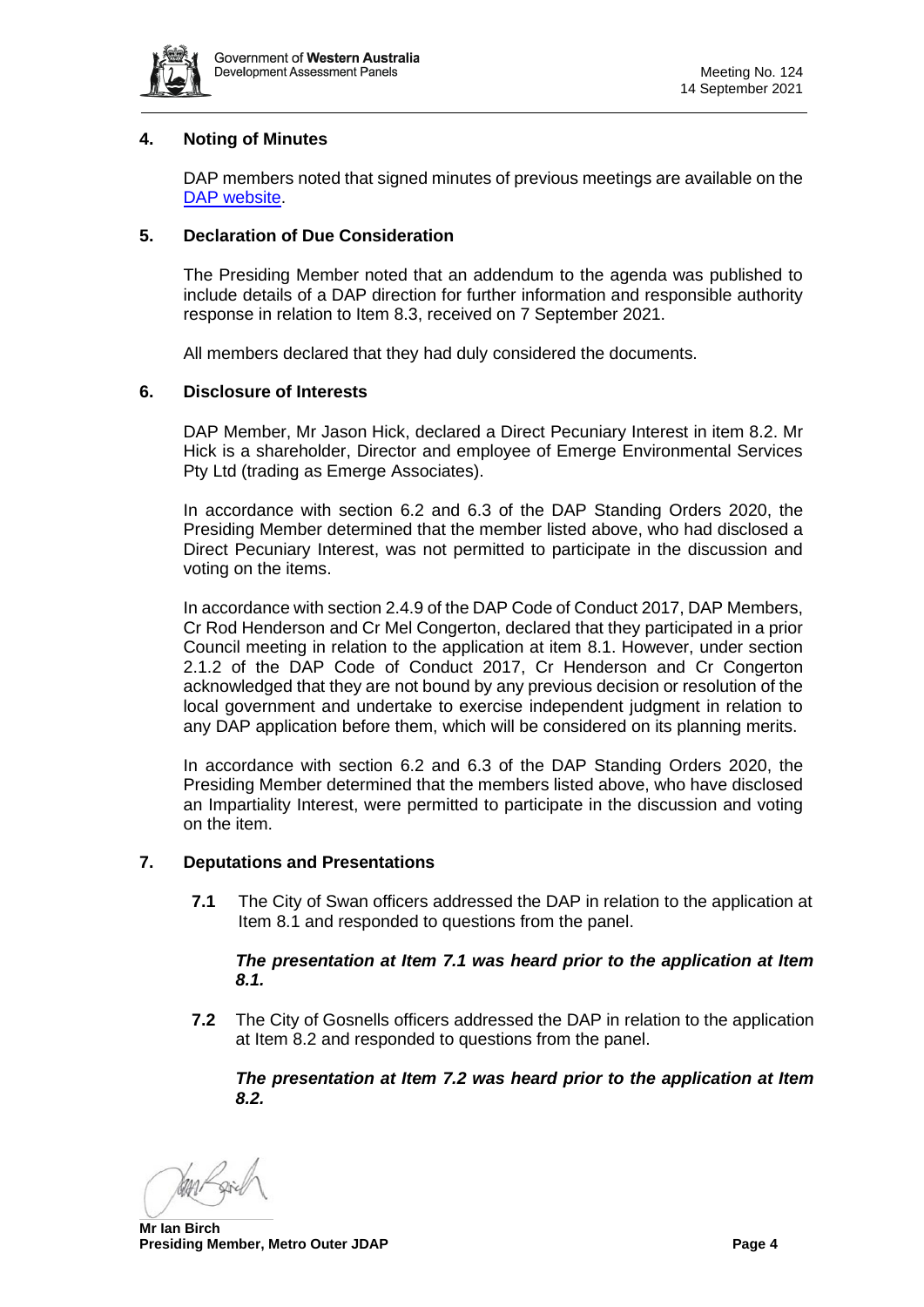## 4. Noting of Minutes

DAP members noted that signed minutes of previous meetings are available on the DAP website.

## 5. Declaration of Due Consideration

The Presiding Member noted that an addendum to the agenda was published to include details of a DAP direction for further information and responsible authority response in relation to Item 8.3, received on 7 September 2021.

All members declared that they had duly considered the documents.

## 6. Disclosure of Interests

DAP Member, Mr Jason Hick, declared a Direct Pecuniary Interest in item 8.2. Mr Hick is a shareholder, Director and employee of Emerge Environmental Services Pty Ltd (trading as Emerge Associates).

In accordance with section 6.2 and 6.3 of the DAP Standing Orders 2020, the Presiding Member determined that the member listed above, who had disclosed a Direct Pecuniary Interest, was not permitted to participate in the discussion and voting on the items.

In accordance with section 2.4.9 of the DAP Code of Conduct 2017, DAP Members, Cr Rod Henderson and Cr Mel Congerton, declared that they participated in a prior Council meeting in relation to the application at item 8.1. However, under section 2.1.2 of the DAP Code of Conduct 2017, Cr Henderson and Cr Congerton acknowledged that they are not bound by any previous decision or resolution of the local government and undertake to exercise independent judgment in relation to any DAP application before them, which will be considered on its planning merits.

In accordance with section 6.2 and 6.3 of the DAP Standing Orders 2020, the Presiding Member determined that the members listed above, who have disclosed an Impartiality Interest, were permitted to participate in the discussion and voting on the item.

## 7. Deputations and Presentations

**7.1** The City of Swan officers addressed the DAP in relation to the application at Item 8.1 and responded to questions from the panel.

***The presentation at Item 7.1 was heard prior to the application at Item 8.1.***

**7.2** The City of Gosnells officers addressed the DAP in relation to the application at Item 8.2 and responded to questions from the panel.

***The presentation at Item 7.2 was heard prior to the application at Item 8.2.***

**Mr Ian Birch**
**Presiding Member, Metro Outer JDAP**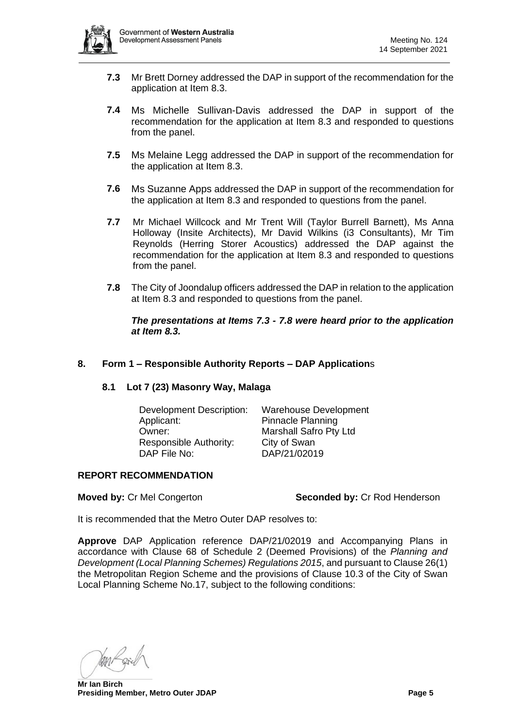**7.3** Mr Brett Dorney addressed the DAP in support of the recommendation for the application at Item 8.3.

**7.4** Ms Michelle Sullivan-Davis addressed the DAP in support of the recommendation for the application at Item 8.3 and responded to questions from the panel.

**7.5** Ms Melaine Legg addressed the DAP in support of the recommendation for the application at Item 8.3.

**7.6** Ms Suzanne Apps addressed the DAP in support of the recommendation for the application at Item 8.3 and responded to questions from the panel.

**7.7** Mr Michael Willcock and Mr Trent Will (Taylor Burrell Barnett), Ms Anna Holloway (Insite Architects), Mr David Wilkins (i3 Consultants), Mr Tim Reynolds (Herring Storer Acoustics) addressed the DAP against the recommendation for the application at Item 8.3 and responded to questions from the panel.

**7.8** The City of Joondalup officers addressed the DAP in relation to the application at Item 8.3 and responded to questions from the panel.

***The presentations at Items 7.3 - 7.8 were heard prior to the application at Item 8.3.***

## 8. Form 1 – Responsible Authority Reports – DAP Applications

### 8.1 Lot 7 (23) Masonry Way, Malaga

| | |
|---|---|
| Development Description: | Warehouse Development |
| Applicant: | Pinnacle Planning |
| Owner: | Marshall Safro Pty Ltd |
| Responsible Authority: | City of Swan |
| DAP File No: | DAP/21/02019 |

**REPORT RECOMMENDATION**

**Moved by:** Cr Mel Congerton **Seconded by:** Cr Rod Henderson

It is recommended that the Metro Outer DAP resolves to:

**Approve** DAP Application reference DAP/21/02019 and Accompanying Plans in accordance with Clause 68 of Schedule 2 (Deemed Provisions) of the *Planning and Development (Local Planning Schemes) Regulations 2015*, and pursuant to Clause 26(1) the Metropolitan Region Scheme and the provisions of Clause 10.3 of the City of Swan Local Planning Scheme No.17, subject to the following conditions:

**Mr Ian Birch**
**Presiding Member, Metro Outer JDAP**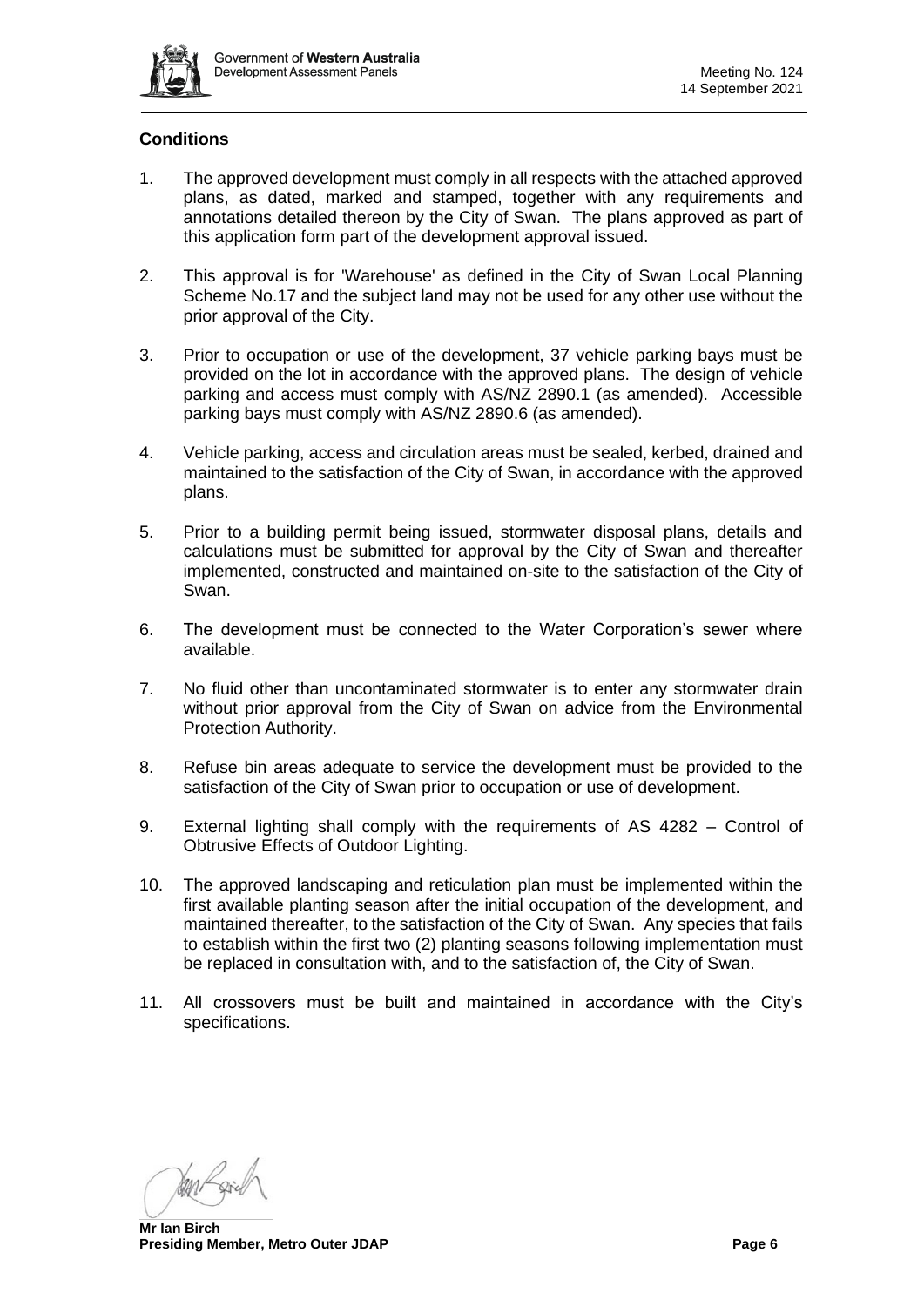**Conditions**

1. The approved development must comply in all respects with the attached approved plans, as dated, marked and stamped, together with any requirements and annotations detailed thereon by the City of Swan. The plans approved as part of this application form part of the development approval issued.

2. This approval is for 'Warehouse' as defined in the City of Swan Local Planning Scheme No.17 and the subject land may not be used for any other use without the prior approval of the City.

3. Prior to occupation or use of the development, 37 vehicle parking bays must be provided on the lot in accordance with the approved plans. The design of vehicle parking and access must comply with AS/NZ 2890.1 (as amended). Accessible parking bays must comply with AS/NZ 2890.6 (as amended).

4. Vehicle parking, access and circulation areas must be sealed, kerbed, drained and maintained to the satisfaction of the City of Swan, in accordance with the approved plans.

5. Prior to a building permit being issued, stormwater disposal plans, details and calculations must be submitted for approval by the City of Swan and thereafter implemented, constructed and maintained on-site to the satisfaction of the City of Swan.

6. The development must be connected to the Water Corporation's sewer where available.

7. No fluid other than uncontaminated stormwater is to enter any stormwater drain without prior approval from the City of Swan on advice from the Environmental Protection Authority.

8. Refuse bin areas adequate to service the development must be provided to the satisfaction of the City of Swan prior to occupation or use of development.

9. External lighting shall comply with the requirements of AS 4282 – Control of Obtrusive Effects of Outdoor Lighting.

10. The approved landscaping and reticulation plan must be implemented within the first available planting season after the initial occupation of the development, and maintained thereafter, to the satisfaction of the City of Swan. Any species that fails to establish within the first two (2) planting seasons following implementation must be replaced in consultation with, and to the satisfaction of, the City of Swan.

11. All crossovers must be built and maintained in accordance with the City's specifications.

**Mr Ian Birch**
**Presiding Member, Metro Outer JDAP**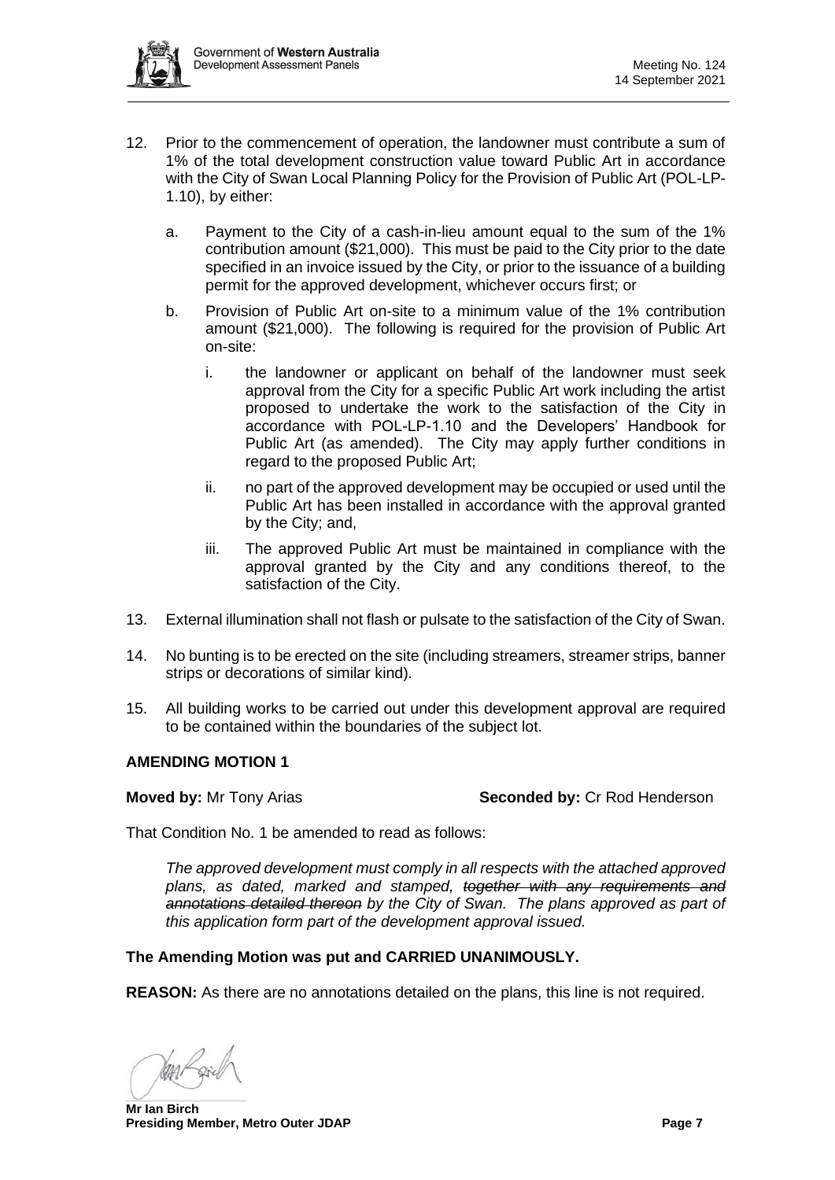12. Prior to the commencement of operation, the landowner must contribute a sum of 1% of the total development construction value toward Public Art in accordance with the City of Swan Local Planning Policy for the Provision of Public Art (POL-LP-1.10), by either:

    a. Payment to the City of a cash-in-lieu amount equal to the sum of the 1% contribution amount ($21,000). This must be paid to the City prior to the date specified in an invoice issued by the City, or prior to the issuance of a building permit for the approved development, whichever occurs first; or

    b. Provision of Public Art on-site to a minimum value of the 1% contribution amount ($21,000). The following is required for the provision of Public Art on-site:

       i. the landowner or applicant on behalf of the landowner must seek approval from the City for a specific Public Art work including the artist proposed to undertake the work to the satisfaction of the City in accordance with POL-LP-1.10 and the Developers' Handbook for Public Art (as amended). The City may apply further conditions in regard to the proposed Public Art;

       ii. no part of the approved development may be occupied or used until the Public Art has been installed in accordance with the approval granted by the City; and,

       iii. The approved Public Art must be maintained in compliance with the approval granted by the City and any conditions thereof, to the satisfaction of the City.

13. External illumination shall not flash or pulsate to the satisfaction of the City of Swan.

14. No bunting is to be erected on the site (including streamers, streamer strips, banner strips or decorations of similar kind).

15. All building works to be carried out under this development approval are required to be contained within the boundaries of the subject lot.

**AMENDING MOTION 1**

**Moved by:** Mr Tony Arias **Seconded by:** Cr Rod Henderson

That Condition No. 1 be amended to read as follows:

*The approved development must comply in all respects with the attached approved plans, as dated, marked and stamped, ~~together with any requirements and annotations detailed thereon~~ by the City of Swan. The plans approved as part of this application form part of the development approval issued.*

**The Amending Motion was put and CARRIED UNANIMOUSLY.**

**REASON:** As there are no annotations detailed on the plans, this line is not required.

**Mr Ian Birch**
**Presiding Member, Metro Outer JDAP**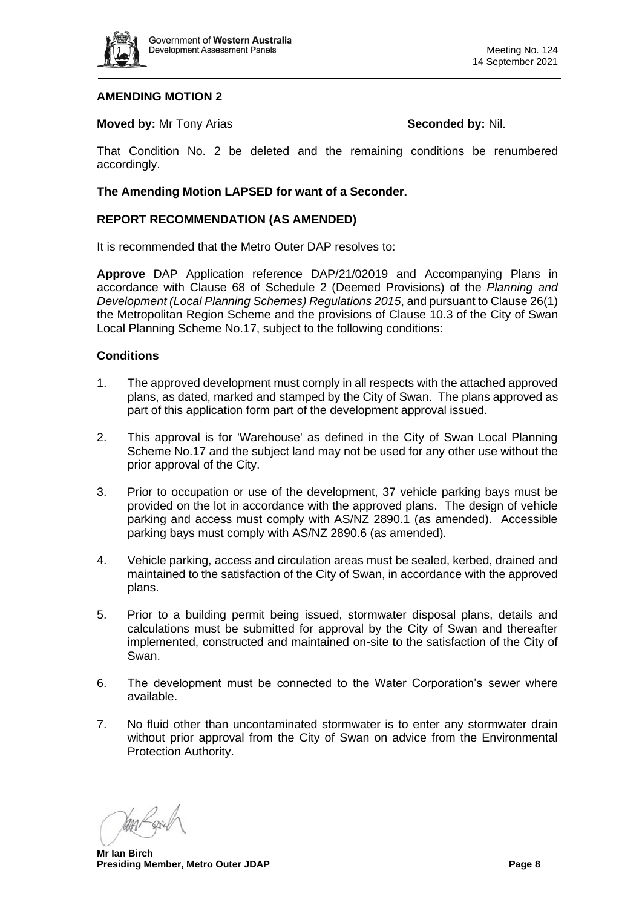## AMENDING MOTION 2

**Moved by:** Mr Tony Arias **Seconded by:** Nil.

That Condition No. 2 be deleted and the remaining conditions be renumbered accordingly.

**The Amending Motion LAPSED for want of a Seconder.**

## REPORT RECOMMENDATION (AS AMENDED)

It is recommended that the Metro Outer DAP resolves to:

**Approve** DAP Application reference DAP/21/02019 and Accompanying Plans in accordance with Clause 68 of Schedule 2 (Deemed Provisions) of the *Planning and Development (Local Planning Schemes) Regulations 2015*, and pursuant to Clause 26(1) the Metropolitan Region Scheme and the provisions of Clause 10.3 of the City of Swan Local Planning Scheme No.17, subject to the following conditions:

### Conditions

1. The approved development must comply in all respects with the attached approved plans, as dated, marked and stamped by the City of Swan. The plans approved as part of this application form part of the development approval issued.
2. This approval is for 'Warehouse' as defined in the City of Swan Local Planning Scheme No.17 and the subject land may not be used for any other use without the prior approval of the City.
3. Prior to occupation or use of the development, 37 vehicle parking bays must be provided on the lot in accordance with the approved plans. The design of vehicle parking and access must comply with AS/NZ 2890.1 (as amended). Accessible parking bays must comply with AS/NZ 2890.6 (as amended).
4. Vehicle parking, access and circulation areas must be sealed, kerbed, drained and maintained to the satisfaction of the City of Swan, in accordance with the approved plans.
5. Prior to a building permit being issued, stormwater disposal plans, details and calculations must be submitted for approval by the City of Swan and thereafter implemented, constructed and maintained on-site to the satisfaction of the City of Swan.
6. The development must be connected to the Water Corporation's sewer where available.
7. No fluid other than uncontaminated stormwater is to enter any stormwater drain without prior approval from the City of Swan on advice from the Environmental Protection Authority.

**Mr Ian Birch**
**Presiding Member, Metro Outer JDAP**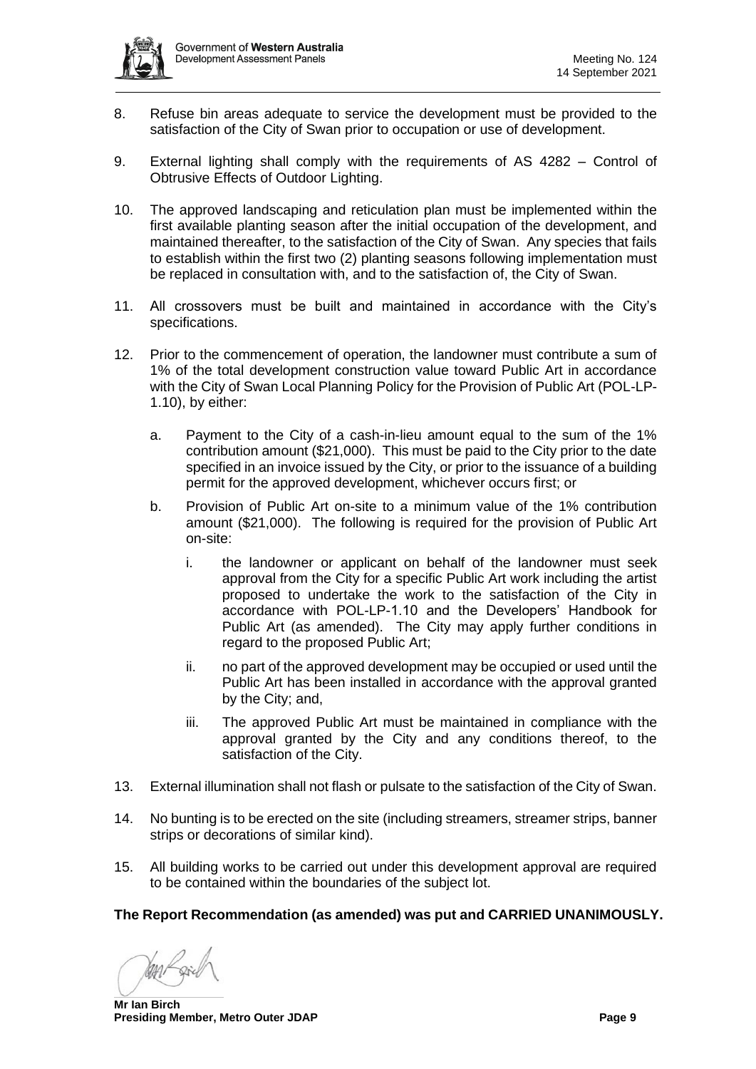8. Refuse bin areas adequate to service the development must be provided to the satisfaction of the City of Swan prior to occupation or use of development.

9. External lighting shall comply with the requirements of AS 4282 – Control of Obtrusive Effects of Outdoor Lighting.

10. The approved landscaping and reticulation plan must be implemented within the first available planting season after the initial occupation of the development, and maintained thereafter, to the satisfaction of the City of Swan. Any species that fails to establish within the first two (2) planting seasons following implementation must be replaced in consultation with, and to the satisfaction of, the City of Swan.

11. All crossovers must be built and maintained in accordance with the City's specifications.

12. Prior to the commencement of operation, the landowner must contribute a sum of 1% of the total development construction value toward Public Art in accordance with the City of Swan Local Planning Policy for the Provision of Public Art (POL-LP-1.10), by either:

    a. Payment to the City of a cash-in-lieu amount equal to the sum of the 1% contribution amount ($21,000). This must be paid to the City prior to the date specified in an invoice issued by the City, or prior to the issuance of a building permit for the approved development, whichever occurs first; or

    b. Provision of Public Art on-site to a minimum value of the 1% contribution amount ($21,000). The following is required for the provision of Public Art on-site:

        i. the landowner or applicant on behalf of the landowner must seek approval from the City for a specific Public Art work including the artist proposed to undertake the work to the satisfaction of the City in accordance with POL-LP-1.10 and the Developers' Handbook for Public Art (as amended). The City may apply further conditions in regard to the proposed Public Art;

        ii. no part of the approved development may be occupied or used until the Public Art has been installed in accordance with the approval granted by the City; and,

        iii. The approved Public Art must be maintained in compliance with the approval granted by the City and any conditions thereof, to the satisfaction of the City.

13. External illumination shall not flash or pulsate to the satisfaction of the City of Swan.

14. No bunting is to be erected on the site (including streamers, streamer strips, banner strips or decorations of similar kind).

15. All building works to be carried out under this development approval are required to be contained within the boundaries of the subject lot.

**The Report Recommendation (as amended) was put and CARRIED UNANIMOUSLY.**

**Mr Ian Birch**
**Presiding Member, Metro Outer JDAP**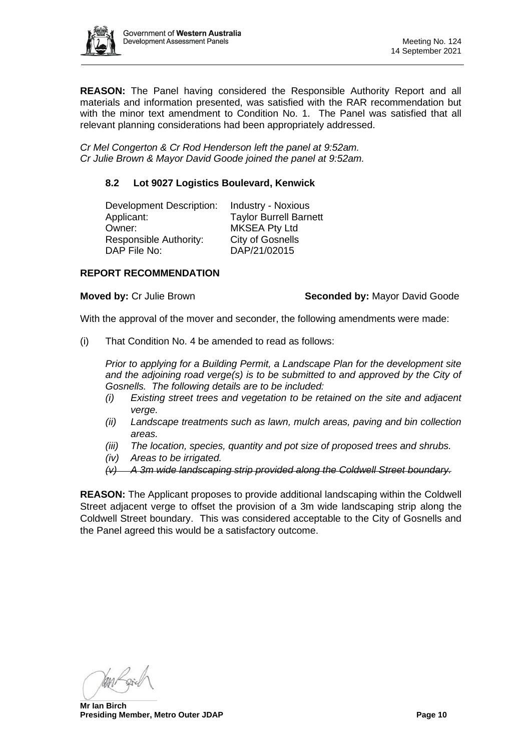**REASON:** The Panel having considered the Responsible Authority Report and all materials and information presented, was satisfied with the RAR recommendation but with the minor text amendment to Condition No. 1. The Panel was satisfied that all relevant planning considerations had been appropriately addressed.

*Cr Mel Congerton & Cr Rod Henderson left the panel at 9:52am.*
*Cr Julie Brown & Mayor David Goode joined the panel at 9:52am.*

### 8.2 Lot 9027 Logistics Boulevard, Kenwick

| | |
|---|---|
| Development Description: | Industry - Noxious |
| Applicant: | Taylor Burrell Barnett |
| Owner: | MKSEA Pty Ltd |
| Responsible Authority: | City of Gosnells |
| DAP File No: | DAP/21/02015 |

**REPORT RECOMMENDATION**

**Moved by:** Cr Julie Brown **Seconded by:** Mayor David Goode

With the approval of the mover and seconder, the following amendments were made:

(i) That Condition No. 4 be amended to read as follows:

*Prior to applying for a Building Permit, a Landscape Plan for the development site and the adjoining road verge(s) is to be submitted to and approved by the City of Gosnells. The following details are to be included:*

- *(i) Existing street trees and vegetation to be retained on the site and adjacent verge.*
- *(ii) Landscape treatments such as lawn, mulch areas, paving and bin collection areas.*
- *(iii) The location, species, quantity and pot size of proposed trees and shrubs.*
- *(iv) Areas to be irrigated.*
- ~~*(v) A 3m wide landscaping strip provided along the Coldwell Street boundary.*~~

**REASON:** The Applicant proposes to provide additional landscaping within the Coldwell Street adjacent verge to offset the provision of a 3m wide landscaping strip along the Coldwell Street boundary. This was considered acceptable to the City of Gosnells and the Panel agreed this would be a satisfactory outcome.

**Mr Ian Birch**
**Presiding Member, Metro Outer JDAP**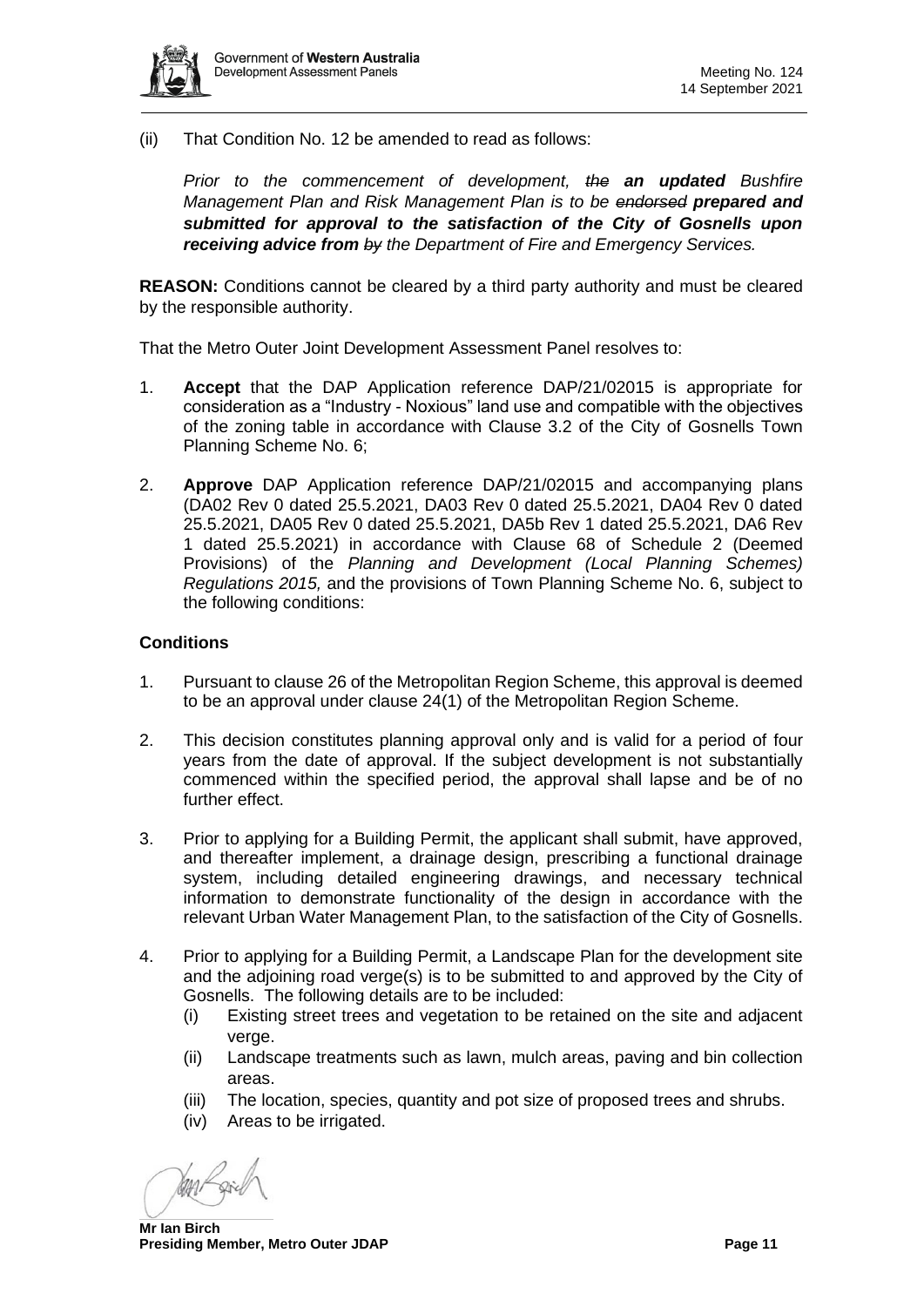(ii) That Condition No. 12 be amended to read as follows:

*Prior to the commencement of development, ~~the~~ **an updated** Bushfire Management Plan and Risk Management Plan is to be ~~endorsed~~ **prepared and submitted for approval to the satisfaction of the City of Gosnells upon receiving advice from** ~~by~~ the Department of Fire and Emergency Services.*

**REASON:** Conditions cannot be cleared by a third party authority and must be cleared by the responsible authority.

That the Metro Outer Joint Development Assessment Panel resolves to:

1. **Accept** that the DAP Application reference DAP/21/02015 is appropriate for consideration as a "Industry - Noxious" land use and compatible with the objectives of the zoning table in accordance with Clause 3.2 of the City of Gosnells Town Planning Scheme No. 6;

2. **Approve** DAP Application reference DAP/21/02015 and accompanying plans (DA02 Rev 0 dated 25.5.2021, DA03 Rev 0 dated 25.5.2021, DA04 Rev 0 dated 25.5.2021, DA05 Rev 0 dated 25.5.2021, DA5b Rev 1 dated 25.5.2021, DA6 Rev 1 dated 25.5.2021) in accordance with Clause 68 of Schedule 2 (Deemed Provisions) of the *Planning and Development (Local Planning Schemes) Regulations 2015,* and the provisions of Town Planning Scheme No. 6, subject to the following conditions:

### Conditions

1. Pursuant to clause 26 of the Metropolitan Region Scheme, this approval is deemed to be an approval under clause 24(1) of the Metropolitan Region Scheme.

2. This decision constitutes planning approval only and is valid for a period of four years from the date of approval. If the subject development is not substantially commenced within the specified period, the approval shall lapse and be of no further effect.

3. Prior to applying for a Building Permit, the applicant shall submit, have approved, and thereafter implement, a drainage design, prescribing a functional drainage system, including detailed engineering drawings, and necessary technical information to demonstrate functionality of the design in accordance with the relevant Urban Water Management Plan, to the satisfaction of the City of Gosnells.

4. Prior to applying for a Building Permit, a Landscape Plan for the development site and the adjoining road verge(s) is to be submitted to and approved by the City of Gosnells. The following details are to be included:
   (i) Existing street trees and vegetation to be retained on the site and adjacent verge.
   (ii) Landscape treatments such as lawn, mulch areas, paving and bin collection areas.
   (iii) The location, species, quantity and pot size of proposed trees and shrubs.
   (iv) Areas to be irrigated.

**Mr Ian Birch**
**Presiding Member, Metro Outer JDAP**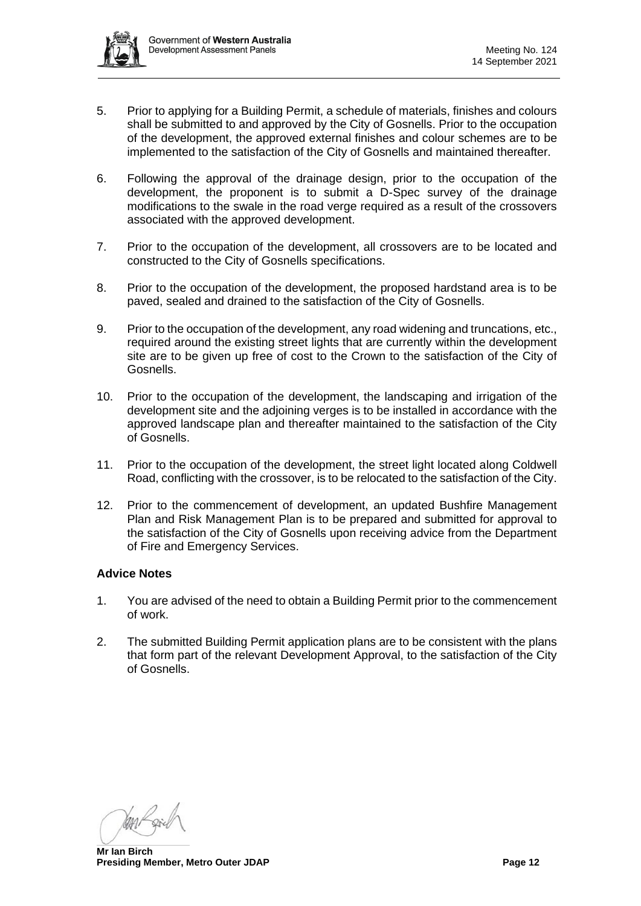5. Prior to applying for a Building Permit, a schedule of materials, finishes and colours shall be submitted to and approved by the City of Gosnells. Prior to the occupation of the development, the approved external finishes and colour schemes are to be implemented to the satisfaction of the City of Gosnells and maintained thereafter.

6. Following the approval of the drainage design, prior to the occupation of the development, the proponent is to submit a D-Spec survey of the drainage modifications to the swale in the road verge required as a result of the crossovers associated with the approved development.

7. Prior to the occupation of the development, all crossovers are to be located and constructed to the City of Gosnells specifications.

8. Prior to the occupation of the development, the proposed hardstand area is to be paved, sealed and drained to the satisfaction of the City of Gosnells.

9. Prior to the occupation of the development, any road widening and truncations, etc., required around the existing street lights that are currently within the development site are to be given up free of cost to the Crown to the satisfaction of the City of Gosnells.

10. Prior to the occupation of the development, the landscaping and irrigation of the development site and the adjoining verges is to be installed in accordance with the approved landscape plan and thereafter maintained to the satisfaction of the City of Gosnells.

11. Prior to the occupation of the development, the street light located along Coldwell Road, conflicting with the crossover, is to be relocated to the satisfaction of the City.

12. Prior to the commencement of development, an updated Bushfire Management Plan and Risk Management Plan is to be prepared and submitted for approval to the satisfaction of the City of Gosnells upon receiving advice from the Department of Fire and Emergency Services.

**Advice Notes**

1. You are advised of the need to obtain a Building Permit prior to the commencement of work.

2. The submitted Building Permit application plans are to be consistent with the plans that form part of the relevant Development Approval, to the satisfaction of the City of Gosnells.

**Mr Ian Birch**
**Presiding Member, Metro Outer JDAP**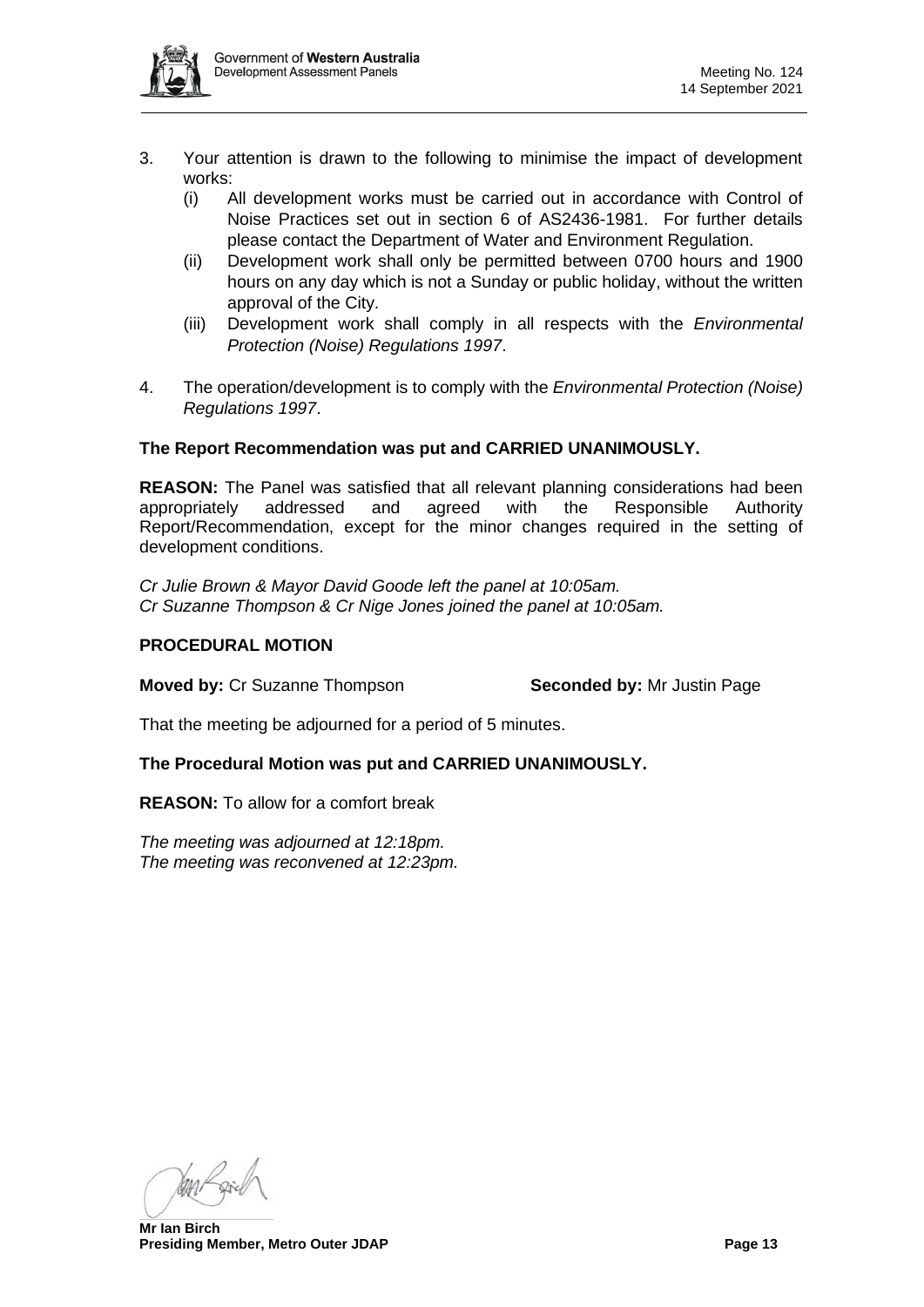3. Your attention is drawn to the following to minimise the impact of development works:
   (i) All development works must be carried out in accordance with Control of Noise Practices set out in section 6 of AS2436-1981. For further details please contact the Department of Water and Environment Regulation.
   (ii) Development work shall only be permitted between 0700 hours and 1900 hours on any day which is not a Sunday or public holiday, without the written approval of the City.
   (iii) Development work shall comply in all respects with the *Environmental Protection (Noise) Regulations 1997*.

4. The operation/development is to comply with the *Environmental Protection (Noise) Regulations 1997*.

**The Report Recommendation was put and CARRIED UNANIMOUSLY.**

**REASON:** The Panel was satisfied that all relevant planning considerations had been appropriately addressed and agreed with the Responsible Authority Report/Recommendation, except for the minor changes required in the setting of development conditions.

*Cr Julie Brown & Mayor David Goode left the panel at 10:05am.*
*Cr Suzanne Thompson & Cr Nige Jones joined the panel at 10:05am.*

**PROCEDURAL MOTION**

**Moved by:** Cr Suzanne Thompson **Seconded by:** Mr Justin Page

That the meeting be adjourned for a period of 5 minutes.

**The Procedural Motion was put and CARRIED UNANIMOUSLY.**

**REASON:** To allow for a comfort break

*The meeting was adjourned at 12:18pm.*
*The meeting was reconvened at 12:23pm.*

**Mr Ian Birch**
**Presiding Member, Metro Outer JDAP**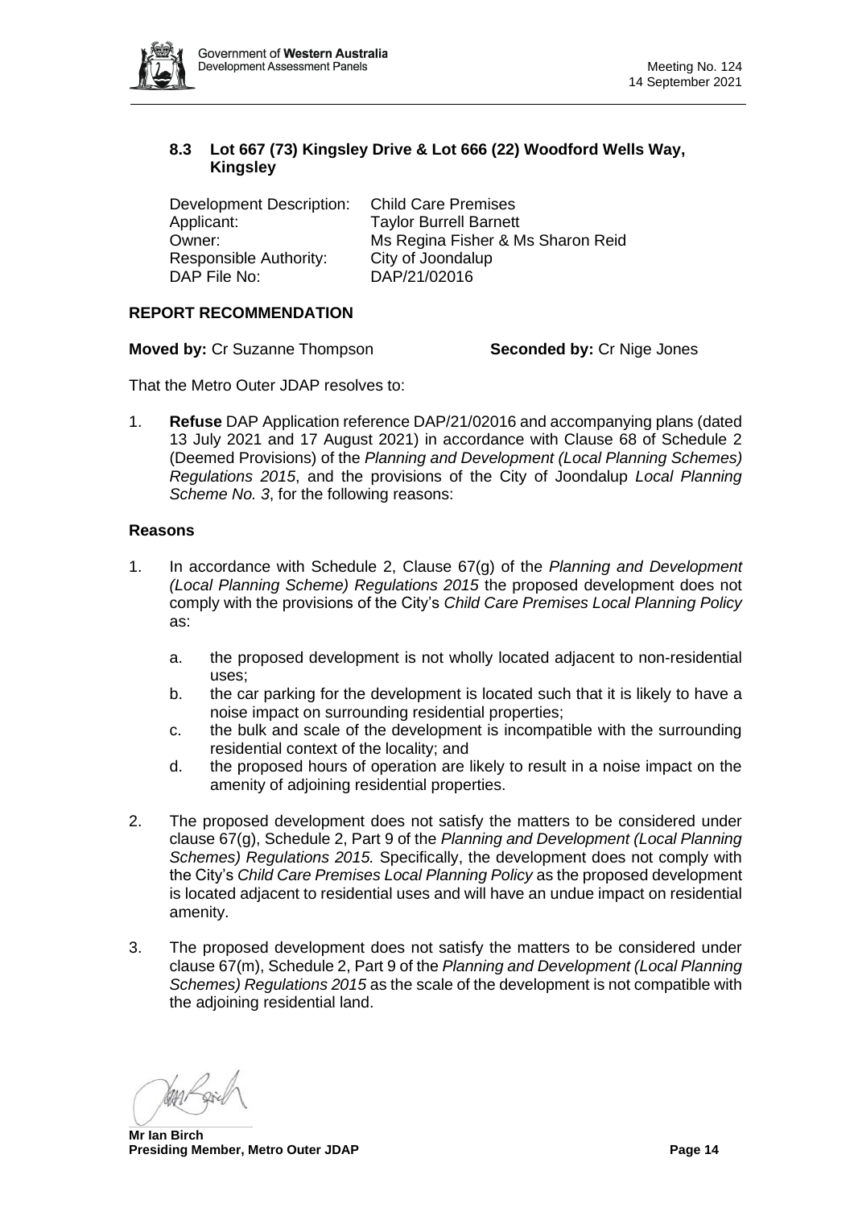## 8.3 Lot 667 (73) Kingsley Drive & Lot 666 (22) Woodford Wells Way, Kingsley

| | |
|---|---|
| Development Description: | Child Care Premises |
| Applicant: | Taylor Burrell Barnett |
| Owner: | Ms Regina Fisher & Ms Sharon Reid |
| Responsible Authority: | City of Joondalup |
| DAP File No: | DAP/21/02016 |

### REPORT RECOMMENDATION

**Moved by:** Cr Suzanne Thompson **Seconded by:** Cr Nige Jones

That the Metro Outer JDAP resolves to:

1. **Refuse** DAP Application reference DAP/21/02016 and accompanying plans (dated 13 July 2021 and 17 August 2021) in accordance with Clause 68 of Schedule 2 (Deemed Provisions) of the *Planning and Development (Local Planning Schemes) Regulations 2015*, and the provisions of the City of Joondalup *Local Planning Scheme No. 3*, for the following reasons:

### Reasons

1. In accordance with Schedule 2, Clause 67(g) of the *Planning and Development (Local Planning Scheme) Regulations 2015* the proposed development does not comply with the provisions of the City's *Child Care Premises Local Planning Policy* as:

   a. the proposed development is not wholly located adjacent to non-residential uses;

   b. the car parking for the development is located such that it is likely to have a noise impact on surrounding residential properties;

   c. the bulk and scale of the development is incompatible with the surrounding residential context of the locality; and

   d. the proposed hours of operation are likely to result in a noise impact on the amenity of adjoining residential properties.

2. The proposed development does not satisfy the matters to be considered under clause 67(g), Schedule 2, Part 9 of the *Planning and Development (Local Planning Schemes) Regulations 2015.* Specifically, the development does not comply with the City's *Child Care Premises Local Planning Policy* as the proposed development is located adjacent to residential uses and will have an undue impact on residential amenity.

3. The proposed development does not satisfy the matters to be considered under clause 67(m), Schedule 2, Part 9 of the *Planning and Development (Local Planning Schemes) Regulations 2015* as the scale of the development is not compatible with the adjoining residential land.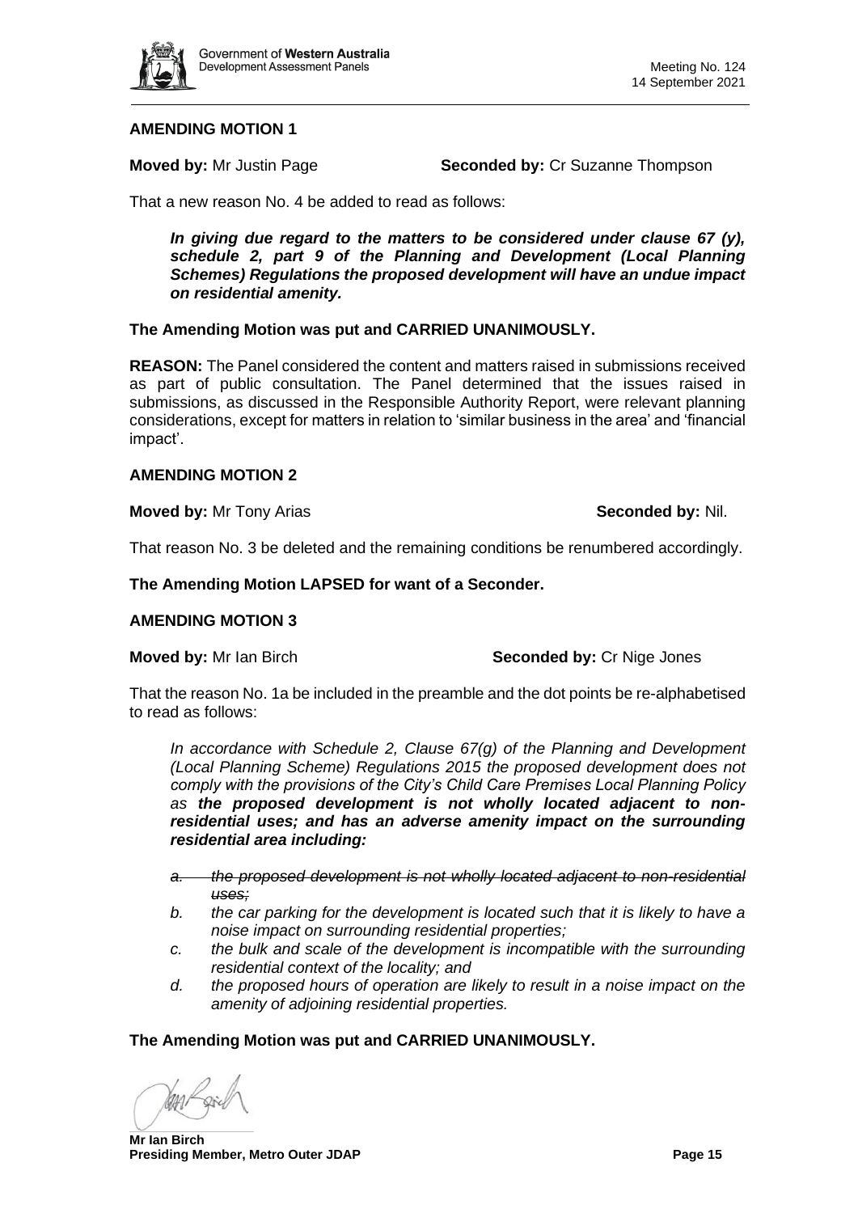## AMENDING MOTION 1

**Moved by:** Mr Justin Page **Seconded by:** Cr Suzanne Thompson

That a new reason No. 4 be added to read as follows:

> ***In giving due regard to the matters to be considered under clause 67 (y), schedule 2, part 9 of the Planning and Development (Local Planning Schemes) Regulations the proposed development will have an undue impact on residential amenity.***

**The Amending Motion was put and CARRIED UNANIMOUSLY.**

**REASON:** The Panel considered the content and matters raised in submissions received as part of public consultation. The Panel determined that the issues raised in submissions, as discussed in the Responsible Authority Report, were relevant planning considerations, except for matters in relation to 'similar business in the area' and 'financial impact'.

## AMENDING MOTION 2

**Moved by:** Mr Tony Arias **Seconded by:** Nil.

That reason No. 3 be deleted and the remaining conditions be renumbered accordingly.

**The Amending Motion LAPSED for want of a Seconder.**

## AMENDING MOTION 3

**Moved by:** Mr Ian Birch **Seconded by:** Cr Nige Jones

That the reason No. 1a be included in the preamble and the dot points be re-alphabetised to read as follows:

> *In accordance with Schedule 2, Clause 67(g) of the Planning and Development (Local Planning Scheme) Regulations 2015 the proposed development does not comply with the provisions of the City's Child Care Premises Local Planning Policy as **the proposed development is not wholly located adjacent to non-residential uses; and has an adverse amenity impact on the surrounding residential area including:***
>
> *a. ~~the proposed development is not wholly located adjacent to non-residential uses;~~*
> *b. the car parking for the development is located such that it is likely to have a noise impact on surrounding residential properties;*
> *c. the bulk and scale of the development is incompatible with the surrounding residential context of the locality; and*
> *d. the proposed hours of operation are likely to result in a noise impact on the amenity of adjoining residential properties.*

**The Amending Motion was put and CARRIED UNANIMOUSLY.**

**Mr Ian Birch**
**Presiding Member, Metro Outer JDAP**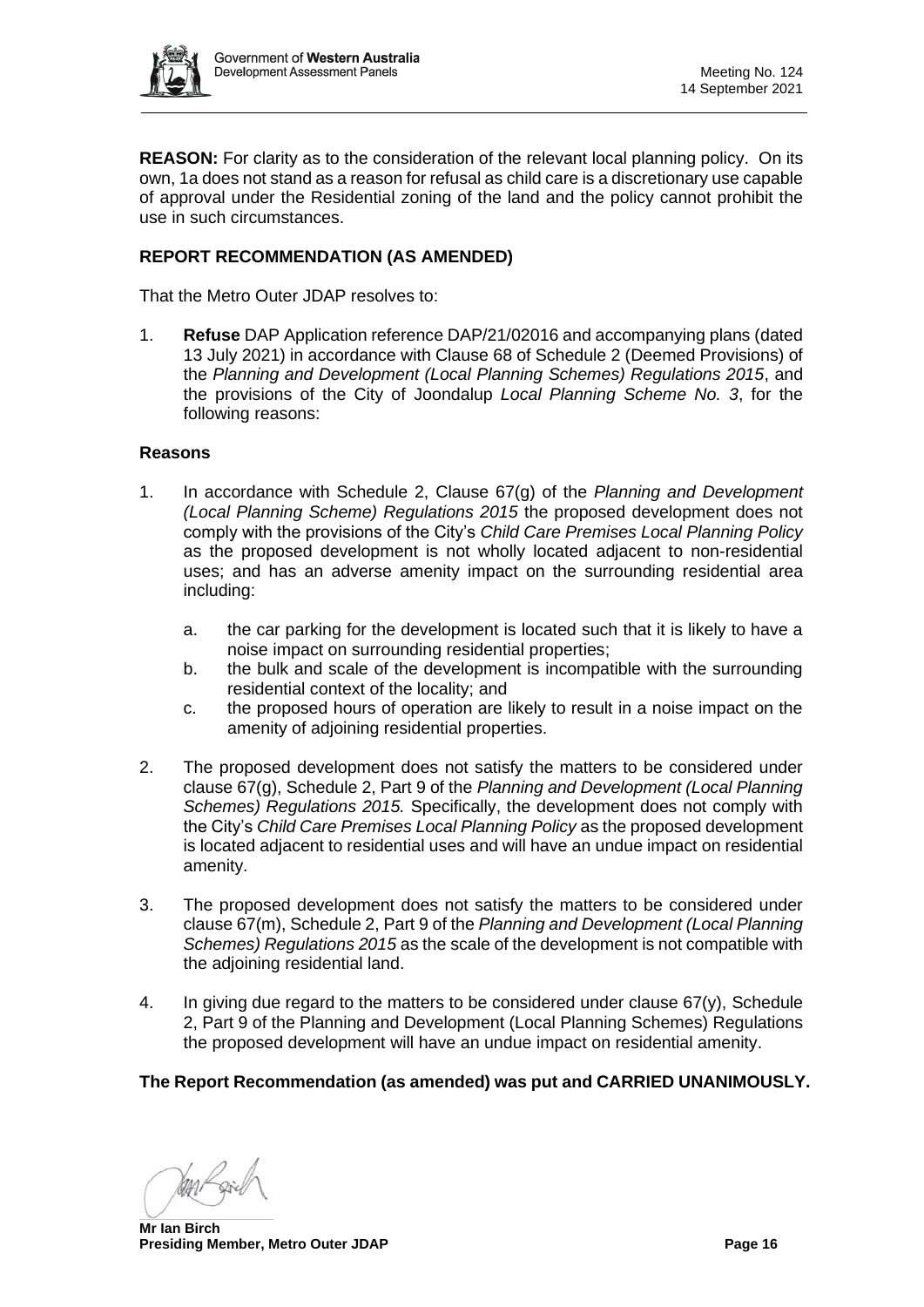**REASON:** For clarity as to the consideration of the relevant local planning policy. On its own, 1a does not stand as a reason for refusal as child care is a discretionary use capable of approval under the Residential zoning of the land and the policy cannot prohibit the use in such circumstances.

**REPORT RECOMMENDATION (AS AMENDED)**

That the Metro Outer JDAP resolves to:

1. **Refuse** DAP Application reference DAP/21/02016 and accompanying plans (dated 13 July 2021) in accordance with Clause 68 of Schedule 2 (Deemed Provisions) of the *Planning and Development (Local Planning Schemes) Regulations 2015*, and the provisions of the City of Joondalup *Local Planning Scheme No. 3*, for the following reasons:

**Reasons**

1. In accordance with Schedule 2, Clause 67(g) of the *Planning and Development (Local Planning Scheme) Regulations 2015* the proposed development does not comply with the provisions of the City's *Child Care Premises Local Planning Policy* as the proposed development is not wholly located adjacent to non-residential uses; and has an adverse amenity impact on the surrounding residential area including:

    a. the car parking for the development is located such that it is likely to have a noise impact on surrounding residential properties;

    b. the bulk and scale of the development is incompatible with the surrounding residential context of the locality; and

    c. the proposed hours of operation are likely to result in a noise impact on the amenity of adjoining residential properties.

2. The proposed development does not satisfy the matters to be considered under clause 67(g), Schedule 2, Part 9 of the *Planning and Development (Local Planning Schemes) Regulations 2015.* Specifically, the development does not comply with the City's *Child Care Premises Local Planning Policy* as the proposed development is located adjacent to residential uses and will have an undue impact on residential amenity.

3. The proposed development does not satisfy the matters to be considered under clause 67(m), Schedule 2, Part 9 of the *Planning and Development (Local Planning Schemes) Regulations 2015* as the scale of the development is not compatible with the adjoining residential land.

4. In giving due regard to the matters to be considered under clause 67(y), Schedule 2, Part 9 of the Planning and Development (Local Planning Schemes) Regulations the proposed development will have an undue impact on residential amenity.

**The Report Recommendation (as amended) was put and CARRIED UNANIMOUSLY.**

**Mr Ian Birch**
**Presiding Member, Metro Outer JDAP**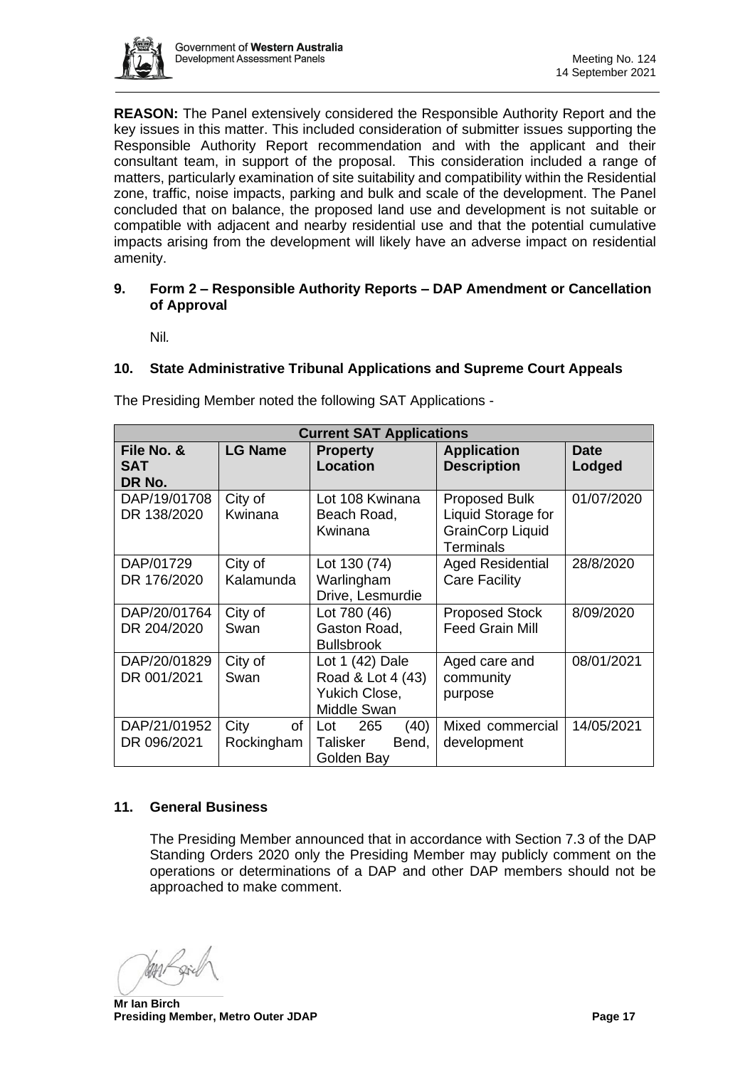**REASON:** The Panel extensively considered the Responsible Authority Report and the key issues in this matter. This included consideration of submitter issues supporting the Responsible Authority Report recommendation and with the applicant and their consultant team, in support of the proposal. This consideration included a range of matters, particularly examination of site suitability and compatibility within the Residential zone, traffic, noise impacts, parking and bulk and scale of the development. The Panel concluded that on balance, the proposed land use and development is not suitable or compatible with adjacent and nearby residential use and that the potential cumulative impacts arising from the development will likely have an adverse impact on residential amenity.

## 9. Form 2 – Responsible Authority Reports – DAP Amendment or Cancellation of Approval

Nil.

## 10. State Administrative Tribunal Applications and Supreme Court Appeals

The Presiding Member noted the following SAT Applications -

| Current SAT Applications | | | | |
|---|---|---|---|---|
| **File No. & SAT DR No.** | **LG Name** | **Property Location** | **Application Description** | **Date Lodged** |
| DAP/19/01708 DR 138/2020 | City of Kwinana | Lot 108 Kwinana Beach Road, Kwinana | Proposed Bulk Liquid Storage for GrainCorp Liquid Terminals | 01/07/2020 |
| DAP/01729 DR 176/2020 | City of Kalamunda | Lot 130 (74) Warlingham Drive, Lesmurdie | Aged Residential Care Facility | 28/8/2020 |
| DAP/20/01764 DR 204/2020 | City of Swan | Lot 780 (46) Gaston Road, Bullsbrook | Proposed Stock Feed Grain Mill | 8/09/2020 |
| DAP/20/01829 DR 001/2021 | City of Swan | Lot 1 (42) Dale Road & Lot 4 (43) Yukich Close, Middle Swan | Aged care and community purpose | 08/01/2021 |
| DAP/21/01952 DR 096/2021 | City of Rockingham | Lot 265 (40) Talisker Bend, Golden Bay | Mixed commercial development | 14/05/2021 |

## 11. General Business

The Presiding Member announced that in accordance with Section 7.3 of the DAP Standing Orders 2020 only the Presiding Member may publicly comment on the operations or determinations of a DAP and other DAP members should not be approached to make comment.

**Mr Ian Birch**
**Presiding Member, Metro Outer JDAP**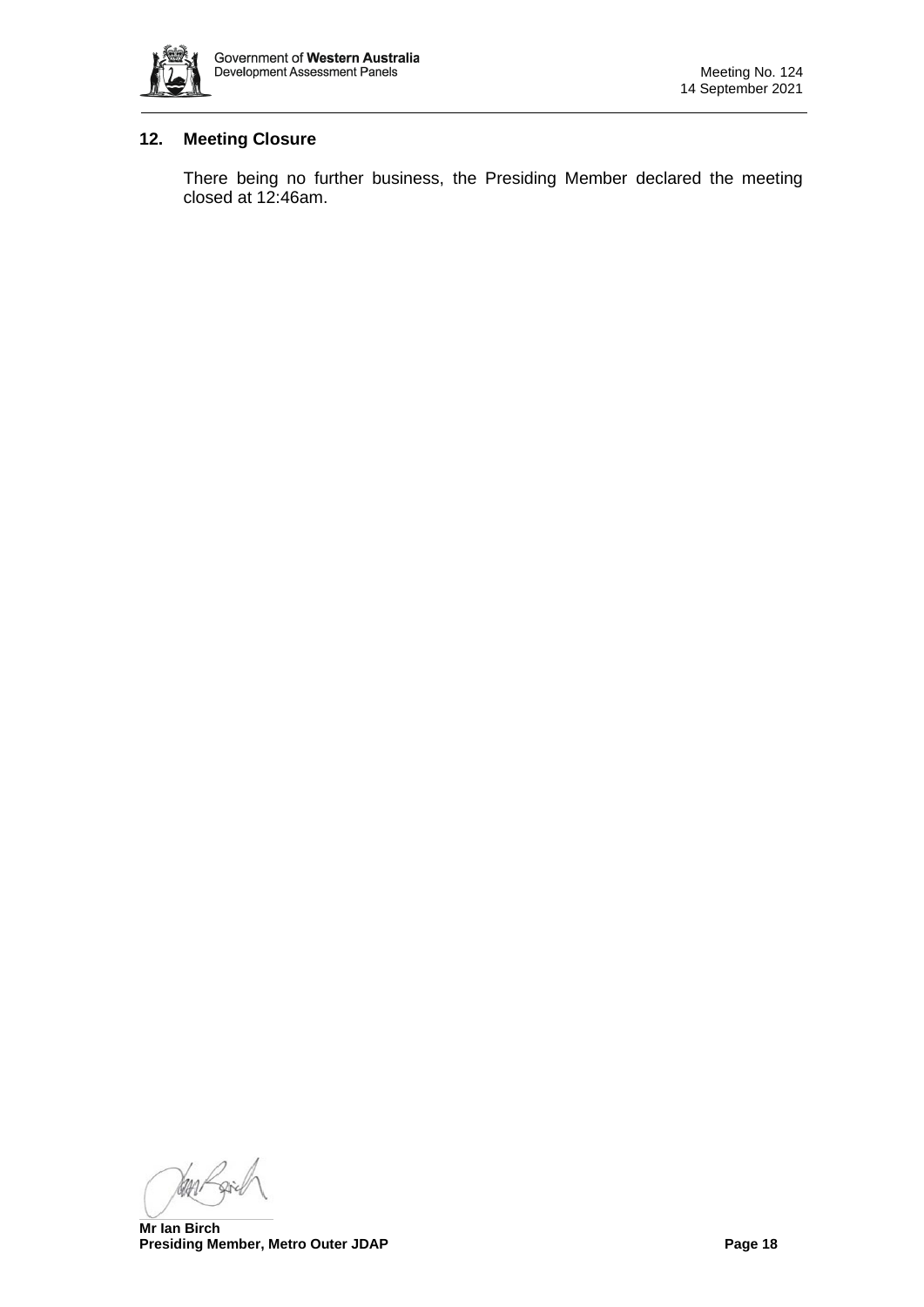## 12. Meeting Closure

There being no further business, the Presiding Member declared the meeting closed at 12:46am.

**Mr Ian Birch**
**Presiding Member, Metro Outer JDAP**